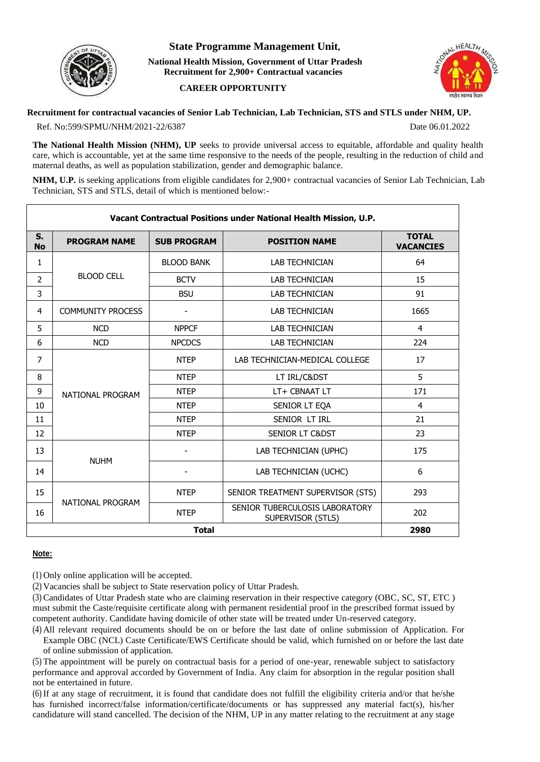# State Programme Management Unit,

**National Health Mission, Government of Uttar Pradesh**
**Recruitment for 2,900+ Contractual vacancies**

**CAREER OPPORTUNITY**

**Recruitment for contractual vacancies of Senior Lab Technician, Lab Technician, STS and STLS under NHM, UP.**

Ref. No:599/SPMU/NHM/2021-22/6387 Date 06.01.2022

**The National Health Mission (NHM), UP** seeks to provide universal access to equitable, affordable and quality health care, which is accountable, yet at the same time responsive to the needs of the people, resulting in the reduction of child and maternal deaths, as well as population stabilization, gender and demographic balance.

**NHM, U.P.** is seeking applications from eligible candidates for 2,900+ contractual vacancies of Senior Lab Technician, Lab Technician, STS and STLS, detail of which is mentioned below:-

**Vacant Contractual Positions under National Health Mission, U.P.**

| S. No | PROGRAM NAME | SUB PROGRAM | POSITION NAME | TOTAL VACANCIES |
|---|---|---|---|---|
| 1 | BLOOD CELL | BLOOD BANK | LAB TECHNICIAN | 64 |
| 2 | | BCTV | LAB TECHNICIAN | 15 |
| 3 | | BSU | LAB TECHNICIAN | 91 |
| 4 | COMMUNITY PROCESS | - | LAB TECHNICIAN | 1665 |
| 5 | NCD | NPPCF | LAB TECHNICIAN | 4 |
| 6 | NCD | NPCDCS | LAB TECHNICIAN | 224 |
| 7 | NATIONAL PROGRAM | NTEP | LAB TECHNICIAN-MEDICAL COLLEGE | 17 |
| 8 | | NTEP | LT IRL/C&DST | 5 |
| 9 | | NTEP | LT+ CBNAAT LT | 171 |
| 10 | | NTEP | SENIOR LT EQA | 4 |
| 11 | | NTEP | SENIOR LT IRL | 21 |
| 12 | | NTEP | SENIOR LT C&DST | 23 |
| 13 | NUHM | - | LAB TECHNICIAN (UPHC) | 175 |
| 14 | | - | LAB TECHNICIAN (UCHC) | 6 |
| 15 | NATIONAL PROGRAM | NTEP | SENIOR TREATMENT SUPERVISOR (STS) | 293 |
| 16 | | NTEP | SENIOR TUBERCULOSIS LABORATORY SUPERVISOR (STLS) | 202 |
| **Total** | | | | **2980** |

**Note:**

(1) Only online application will be accepted.

(2) Vacancies shall be subject to State reservation policy of Uttar Pradesh.

(3) Candidates of Uttar Pradesh state who are claiming reservation in their respective category (OBC, SC, ST, ETC ) must submit the Caste/requisite certificate along with permanent residential proof in the prescribed format issued by competent authority. Candidate having domicile of other state will be treated under Un-reserved category.

(4) All relevant required documents should be on or before the last date of online submission of Application. For Example OBC (NCL) Caste Certificate/EWS Certificate should be valid, which furnished on or before the last date of online submission of application.

(5) The appointment will be purely on contractual basis for a period of one-year, renewable subject to satisfactory performance and approval accorded by Government of India. Any claim for absorption in the regular position shall not be entertained in future.

(6) If at any stage of recruitment, it is found that candidate does not fulfill the eligibility criteria and/or that he/she has furnished incorrect/false information/certificate/documents or has suppressed any material fact(s), his/her candidature will stand cancelled. The decision of the NHM, UP in any matter relating to the recruitment at any stage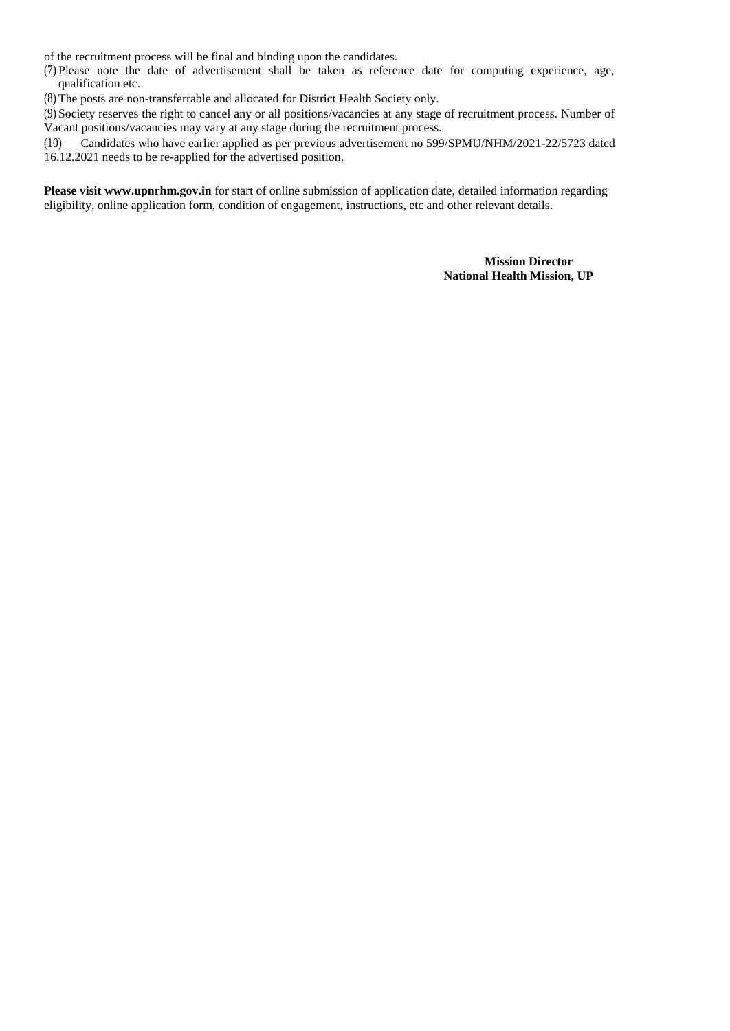of the recruitment process will be final and binding upon the candidates.

(7) Please note the date of advertisement shall be taken as reference date for computing experience, age, qualification etc.

(8) The posts are non-transferrable and allocated for District Health Society only.

(9) Society reserves the right to cancel any or all positions/vacancies at any stage of recruitment process. Number of Vacant positions/vacancies may vary at any stage during the recruitment process.

(10) Candidates who have earlier applied as per previous advertisement no 599/SPMU/NHM/2021-22/5723 dated 16.12.2021 needs to be re-applied for the advertised position.

**Please visit www.upnrhm.gov.in** for start of online submission of application date, detailed information regarding eligibility, online application form, condition of engagement, instructions, etc and other relevant details.

**Mission Director**
**National Health Mission, UP**